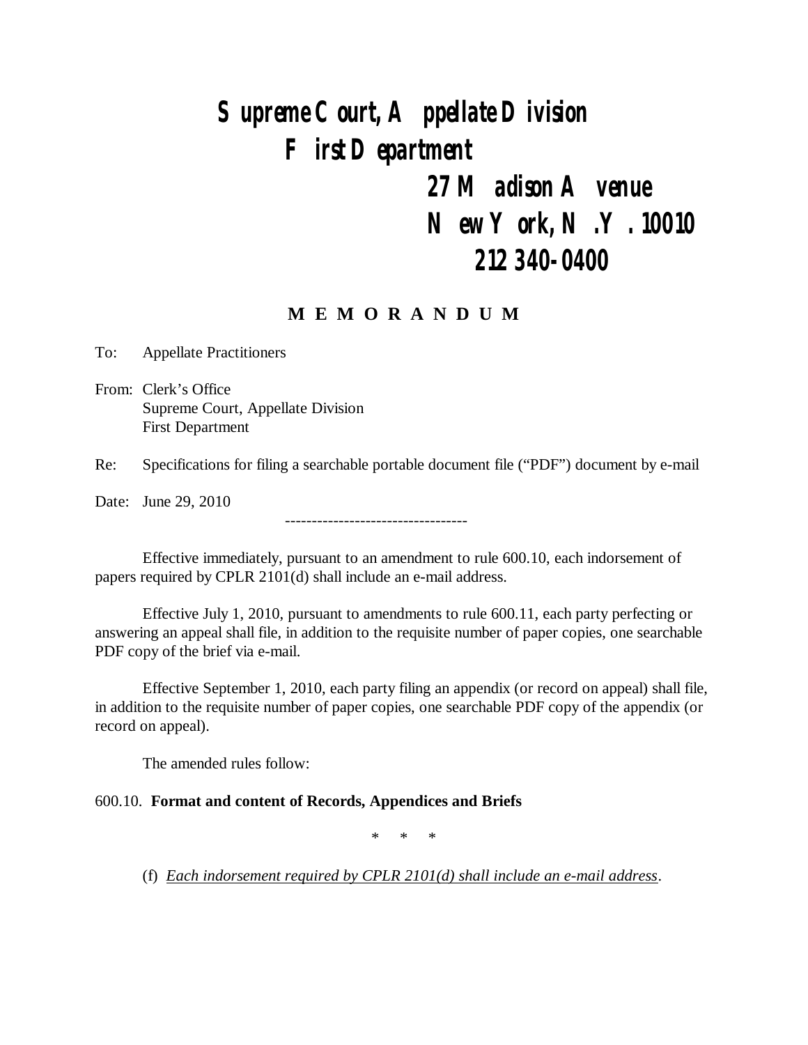# Supreme Court, Appellate Division
# First Department

**27 Madison Avenue**
**New York, N.Y. 10010**
**212 340-0400**

## M E M O R A N D U M

To: Appellate Practitioners

From: Clerk's Office
Supreme Court, Appellate Division
First Department

Re: Specifications for filing a searchable portable document file ("PDF") document by e-mail

Date: June 29, 2010

----------------------------------

Effective immediately, pursuant to an amendment to rule 600.10, each indorsement of papers required by CPLR 2101(d) shall include an e-mail address.

Effective July 1, 2010, pursuant to amendments to rule 600.11, each party perfecting or answering an appeal shall file, in addition to the requisite number of paper copies, one searchable PDF copy of the brief via e-mail.

Effective September 1, 2010, each party filing an appendix (or record on appeal) shall file, in addition to the requisite number of paper copies, one searchable PDF copy of the appendix (or record on appeal).

The amended rules follow:

600.10. **Format and content of Records, Appendices and Briefs**

\* \* \*

(f) *Each indorsement required by CPLR 2101(d) shall include an e-mail address*.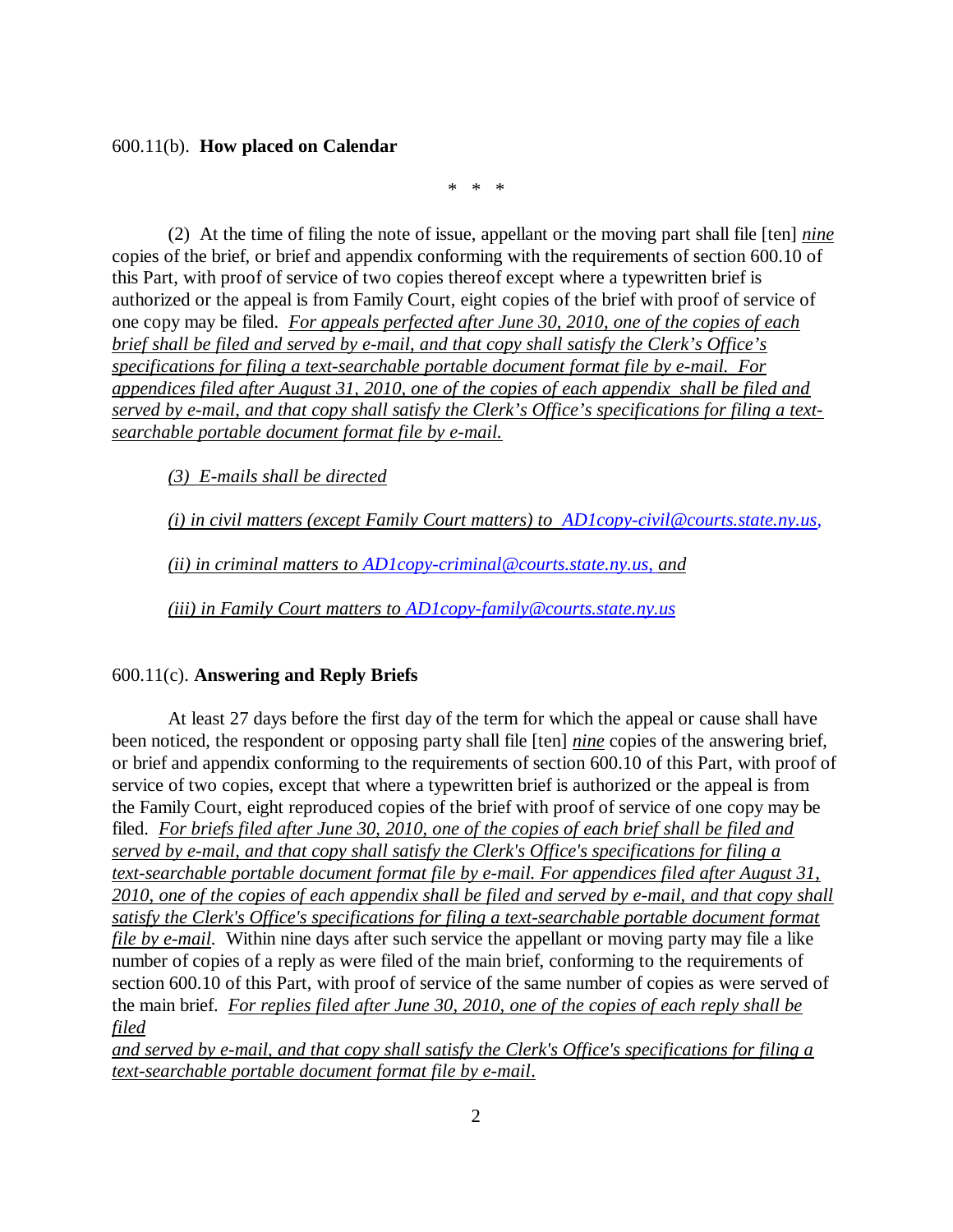600.11(b). **How placed on Calendar**

\* \* \*

(2) At the time of filing the note of issue, appellant or the moving part shall file [ten] *nine* copies of the brief, or brief and appendix conforming with the requirements of section 600.10 of this Part, with proof of service of two copies thereof except where a typewritten brief is authorized or the appeal is from Family Court, eight copies of the brief with proof of service of one copy may be filed. *For appeals perfected after June 30, 2010, one of the copies of each brief shall be filed and served by e-mail, and that copy shall satisfy the Clerk's Office's specifications for filing a text-searchable portable document format file by e-mail. For appendices filed after August 31, 2010, one of the copies of each appendix shall be filed and served by e-mail, and that copy shall satisfy the Clerk's Office's specifications for filing a text-searchable portable document format file by e-mail.*

*(3) E-mails shall be directed*

*(i) in civil matters (except Family Court matters) to AD1copy-civil@courts.state.ny.us,*

*(ii) in criminal matters to AD1copy-criminal@courts.state.ny.us, and*

*(iii) in Family Court matters to AD1copy-family@courts.state.ny.us*

600.11(c). **Answering and Reply Briefs**

At least 27 days before the first day of the term for which the appeal or cause shall have been noticed, the respondent or opposing party shall file [ten] *nine* copies of the answering brief, or brief and appendix conforming to the requirements of section 600.10 of this Part, with proof of service of two copies, except that where a typewritten brief is authorized or the appeal is from the Family Court, eight reproduced copies of the brief with proof of service of one copy may be filed. *For briefs filed after June 30, 2010, one of the copies of each brief shall be filed and served by e-mail, and that copy shall satisfy the Clerk's Office's specifications for filing a text-searchable portable document format file by e-mail. For appendices filed after August 31, 2010, one of the copies of each appendix shall be filed and served by e-mail, and that copy shall satisfy the Clerk's Office's specifications for filing a text-searchable portable document format file by e-mail.* Within nine days after such service the appellant or moving party may file a like number of copies of a reply as were filed of the main brief, conforming to the requirements of section 600.10 of this Part, with proof of service of the same number of copies as were served of the main brief. *For replies filed after June 30, 2010, one of the copies of each reply shall be filed and served by e-mail, and that copy shall satisfy the Clerk's Office's specifications for filing a text-searchable portable document format file by e-mail.*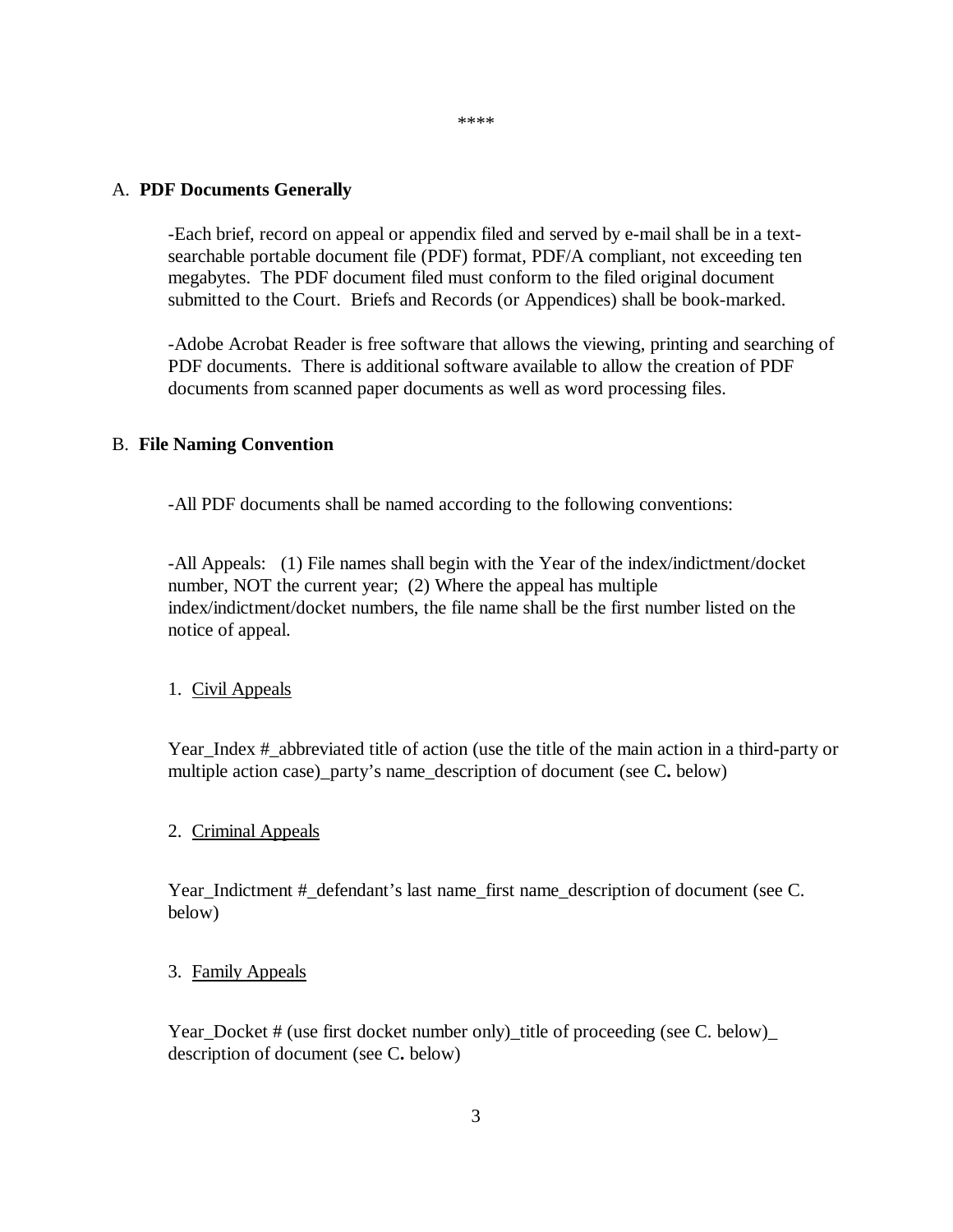\*\*\*\*

A. **PDF Documents Generally**

-Each brief, record on appeal or appendix filed and served by e-mail shall be in a text-searchable portable document file (PDF) format, PDF/A compliant, not exceeding ten megabytes. The PDF document filed must conform to the filed original document submitted to the Court. Briefs and Records (or Appendices) shall be book-marked.

-Adobe Acrobat Reader is free software that allows the viewing, printing and searching of PDF documents. There is additional software available to allow the creation of PDF documents from scanned paper documents as well as word processing files.

B. **File Naming Convention**

-All PDF documents shall be named according to the following conventions:

-All Appeals: (1) File names shall begin with the Year of the index/indictment/docket number, NOT the current year; (2) Where the appeal has multiple index/indictment/docket numbers, the file name shall be the first number listed on the notice of appeal.

1. <u>Civil Appeals</u>

Year_Index #_abbreviated title of action (use the title of the main action in a third-party or multiple action case)_party's name_description of document (see C**.** below)

2. <u>Criminal Appeals</u>

Year_Indictment #_defendant's last name_first name_description of document (see C. below)

3. <u>Family Appeals</u>

Year_Docket # (use first docket number only)_title of proceeding (see C. below)_ description of document (see C**.** below)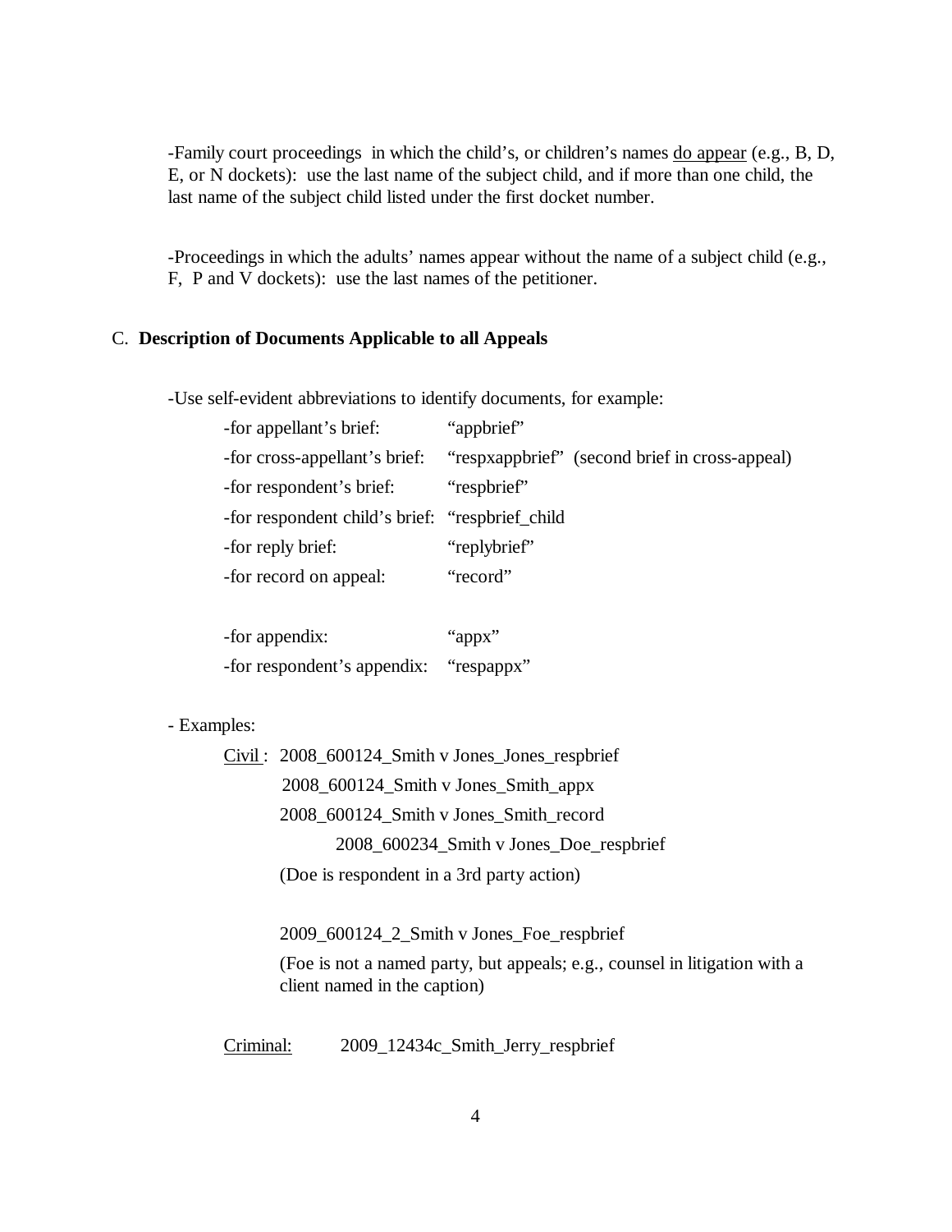-Family court proceedings in which the child's, or children's names <u>do appear</u> (e.g., B, D, E, or N dockets): use the last name of the subject child, and if more than one child, the last name of the subject child listed under the first docket number.

-Proceedings in which the adults' names appear without the name of a subject child (e.g., F, P and V dockets): use the last names of the petitioner.

C. **Description of Documents Applicable to all Appeals**

-Use self-evident abbreviations to identify documents, for example:

| | |
|---|---|
| -for appellant's brief: | "appbrief" |
| -for cross-appellant's brief: | "respxappbrief" (second brief in cross-appeal) |
| -for respondent's brief: | "respbrief" |
| -for respondent child's brief: | "respbrief_child |
| -for reply brief: | "replybrief" |
| -for record on appeal: | "record" |
| -for appendix: | "appx" |
| -for respondent's appendix: | "respappx" |

- Examples:

<u>Civil</u> : 2008_600124_Smith v Jones_Jones_respbrief
2008_600124_Smith v Jones_Smith_appx
2008_600124_Smith v Jones_Smith_record
2008_600234_Smith v Jones_Doe_respbrief
(Doe is respondent in a 3rd party action)

2009_600124_2_Smith v Jones_Foe_respbrief
(Foe is not a named party, but appeals; e.g., counsel in litigation with a client named in the caption)

<u>Criminal:</u> 2009_12434c_Smith_Jerry_respbrief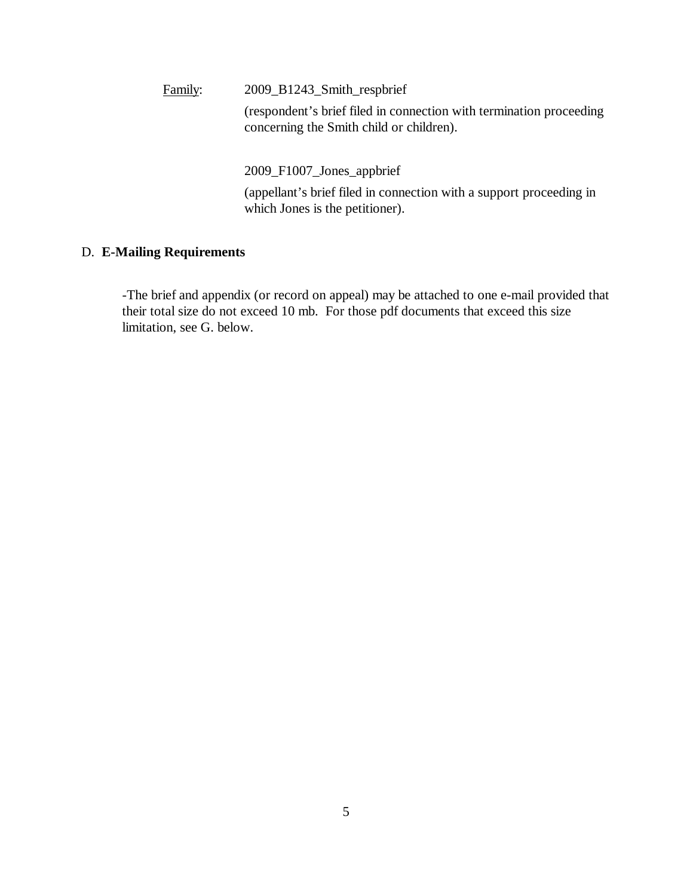Family: 2009_B1243_Smith_respbrief

(respondent's brief filed in connection with termination proceeding concerning the Smith child or children).

2009_F1007_Jones_appbrief

(appellant's brief filed in connection with a support proceeding in which Jones is the petitioner).

## D. **E-Mailing Requirements**

-The brief and appendix (or record on appeal) may be attached to one e-mail provided that their total size do not exceed 10 mb. For those pdf documents that exceed this size limitation, see G. below.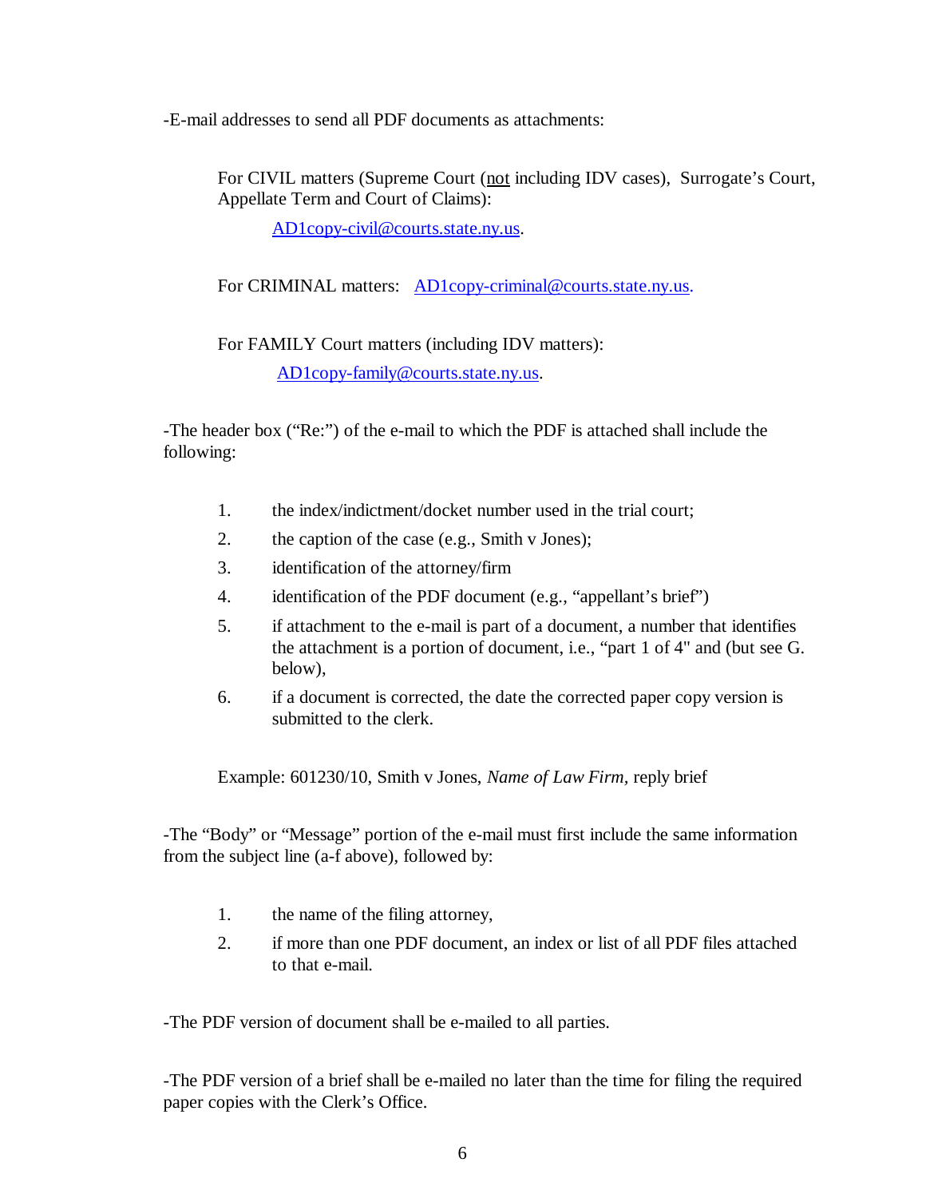-E-mail addresses to send all PDF documents as attachments:

> For CIVIL matters (Supreme Court (<u>not</u> including IDV cases), Surrogate's Court, Appellate Term and Court of Claims):
>
> > AD1copy-civil@courts.state.ny.us.
>
> For CRIMINAL matters: AD1copy-criminal@courts.state.ny.us.
>
> For FAMILY Court matters (including IDV matters):
>
> > AD1copy-family@courts.state.ny.us.

-The header box ("Re:") of the e-mail to which the PDF is attached shall include the following:

1. the index/indictment/docket number used in the trial court;
2. the caption of the case (e.g., Smith v Jones);
3. identification of the attorney/firm
4. identification of the PDF document (e.g., "appellant's brief")
5. if attachment to the e-mail is part of a document, a number that identifies the attachment is a portion of document, i.e., "part 1 of 4" and (but see G. below),
6. if a document is corrected, the date the corrected paper copy version is submitted to the clerk.

Example: 601230/10, Smith v Jones, *Name of Law Firm,* reply brief

-The "Body" or "Message" portion of the e-mail must first include the same information from the subject line (a-f above), followed by:

1. the name of the filing attorney,
2. if more than one PDF document, an index or list of all PDF files attached to that e-mail.

-The PDF version of document shall be e-mailed to all parties.

-The PDF version of a brief shall be e-mailed no later than the time for filing the required paper copies with the Clerk's Office.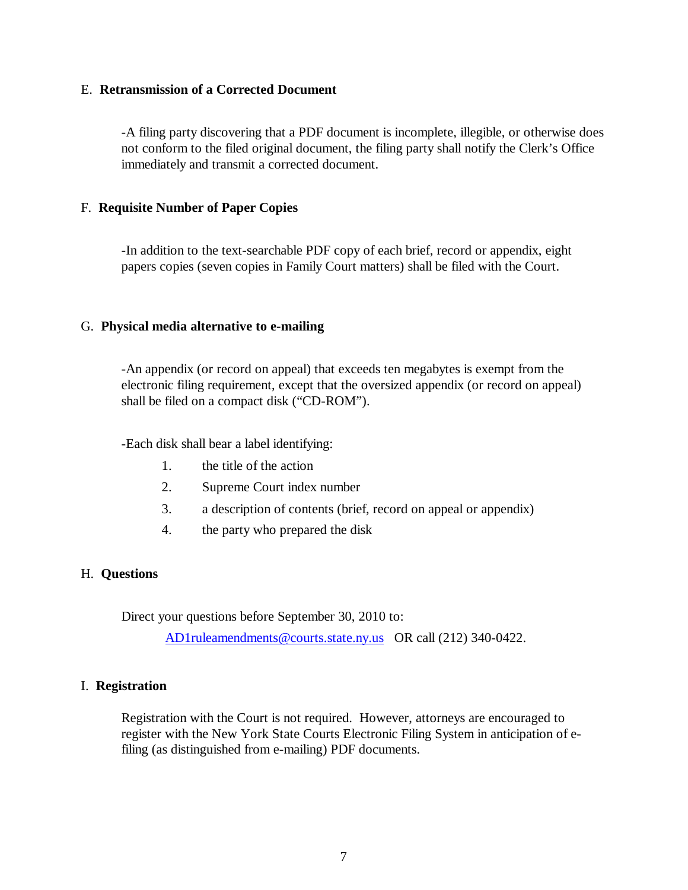## E. **Retransmission of a Corrected Document**

-A filing party discovering that a PDF document is incomplete, illegible, or otherwise does not conform to the filed original document, the filing party shall notify the Clerk's Office immediately and transmit a corrected document.

## F. **Requisite Number of Paper Copies**

-In addition to the text-searchable PDF copy of each brief, record or appendix, eight papers copies (seven copies in Family Court matters) shall be filed with the Court.

## G. **Physical media alternative to e-mailing**

-An appendix (or record on appeal) that exceeds ten megabytes is exempt from the electronic filing requirement, except that the oversized appendix (or record on appeal) shall be filed on a compact disk ("CD-ROM").

-Each disk shall bear a label identifying:

1. the title of the action
2. Supreme Court index number
3. a description of contents (brief, record on appeal or appendix)
4. the party who prepared the disk

## H. **Questions**

Direct your questions before September 30, 2010 to:

AD1ruleamendments@courts.state.ny.us OR call (212) 340-0422.

## I. **Registration**

Registration with the Court is not required. However, attorneys are encouraged to register with the New York State Courts Electronic Filing System in anticipation of e-filing (as distinguished from e-mailing) PDF documents.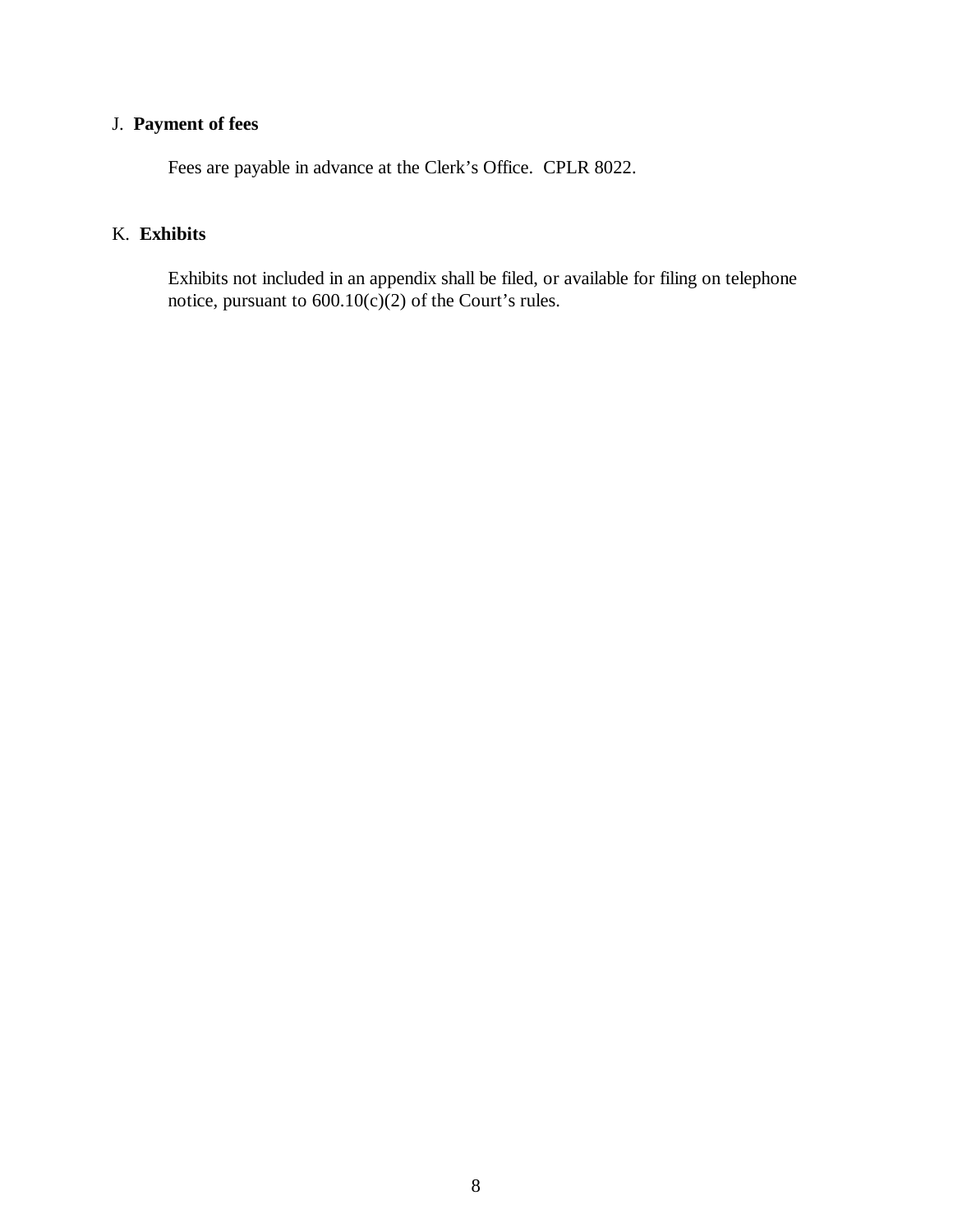J. **Payment of fees**

Fees are payable in advance at the Clerk's Office. CPLR 8022.

K. **Exhibits**

Exhibits not included in an appendix shall be filed, or available for filing on telephone notice, pursuant to 600.10(c)(2) of the Court's rules.